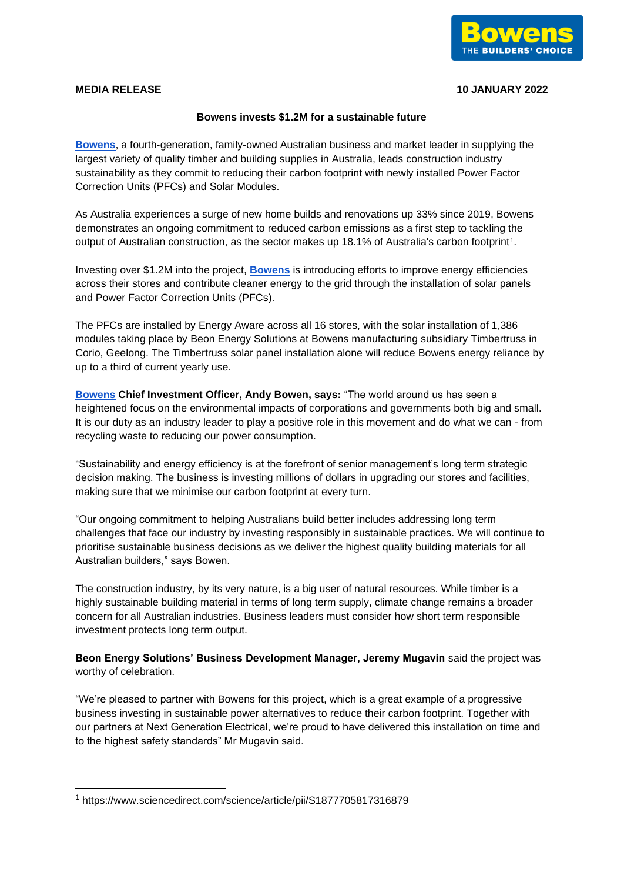**MEDIA RELEASE** **10 JANUARY 2022**

**Bowens invests $1.2M for a sustainable future**

**Bowens**, a fourth-generation, family-owned Australian business and market leader in supplying the largest variety of quality timber and building supplies in Australia, leads construction industry sustainability as they commit to reducing their carbon footprint with newly installed Power Factor Correction Units (PFCs) and Solar Modules.

As Australia experiences a surge of new home builds and renovations up 33% since 2019, Bowens demonstrates an ongoing commitment to reduced carbon emissions as a first step to tackling the output of Australian construction, as the sector makes up 18.1% of Australia's carbon footprint[1].

Investing over $1.2M into the project, **Bowens** is introducing efforts to improve energy efficiencies across their stores and contribute cleaner energy to the grid through the installation of solar panels and Power Factor Correction Units (PFCs).

The PFCs are installed by Energy Aware across all 16 stores, with the solar installation of 1,386 modules taking place by Beon Energy Solutions at Bowens manufacturing subsidiary Timbertruss in Corio, Geelong. The Timbertruss solar panel installation alone will reduce Bowens energy reliance by up to a third of current yearly use.

**Bowens Chief Investment Officer, Andy Bowen, says:** "The world around us has seen a heightened focus on the environmental impacts of corporations and governments both big and small. It is our duty as an industry leader to play a positive role in this movement and do what we can - from recycling waste to reducing our power consumption.

"Sustainability and energy efficiency is at the forefront of senior management's long term strategic decision making. The business is investing millions of dollars in upgrading our stores and facilities, making sure that we minimise our carbon footprint at every turn.

"Our ongoing commitment to helping Australians build better includes addressing long term challenges that face our industry by investing responsibly in sustainable practices. We will continue to prioritise sustainable business decisions as we deliver the highest quality building materials for all Australian builders," says Bowen.

The construction industry, by its very nature, is a big user of natural resources. While timber is a highly sustainable building material in terms of long term supply, climate change remains a broader concern for all Australian industries. Business leaders must consider how short term responsible investment protects long term output.

**Beon Energy Solutions' Business Development Manager, Jeremy Mugavin** said the project was worthy of celebration.

"We're pleased to partner with Bowens for this project, which is a great example of a progressive business investing in sustainable power alternatives to reduce their carbon footprint. Together with our partners at Next Generation Electrical, we're proud to have delivered this installation on time and to the highest safety standards" Mr Mugavin said.

---

[1] https://www.sciencedirect.com/science/article/pii/S1877705817316879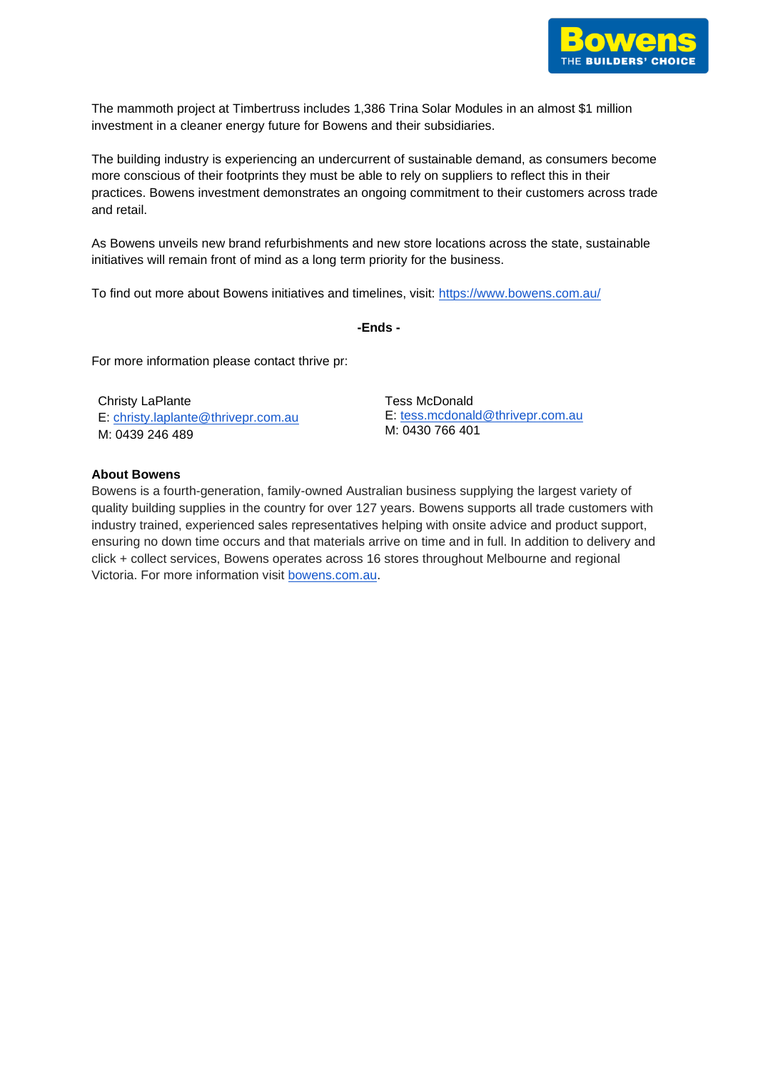The mammoth project at Timbertruss includes 1,386 Trina Solar Modules in an almost $1 million investment in a cleaner energy future for Bowens and their subsidiaries.

The building industry is experiencing an undercurrent of sustainable demand, as consumers become more conscious of their footprints they must be able to rely on suppliers to reflect this in their practices. Bowens investment demonstrates an ongoing commitment to their customers across trade and retail.

As Bowens unveils new brand refurbishments and new store locations across the state, sustainable initiatives will remain front of mind as a long term priority for the business.

To find out more about Bowens initiatives and timelines, visit: https://www.bowens.com.au/

**-Ends -**

For more information please contact thrive pr:

Christy LaPlante
E: christy.laplante@thrivepr.com.au
M: 0439 246 489

Tess McDonald
E: tess.mcdonald@thrivepr.com.au
M: 0430 766 401

**About Bowens**

Bowens is a fourth-generation, family-owned Australian business supplying the largest variety of quality building supplies in the country for over 127 years. Bowens supports all trade customers with industry trained, experienced sales representatives helping with onsite advice and product support, ensuring no down time occurs and that materials arrive on time and in full. In addition to delivery and click + collect services, Bowens operates across 16 stores throughout Melbourne and regional Victoria. For more information visit bowens.com.au.